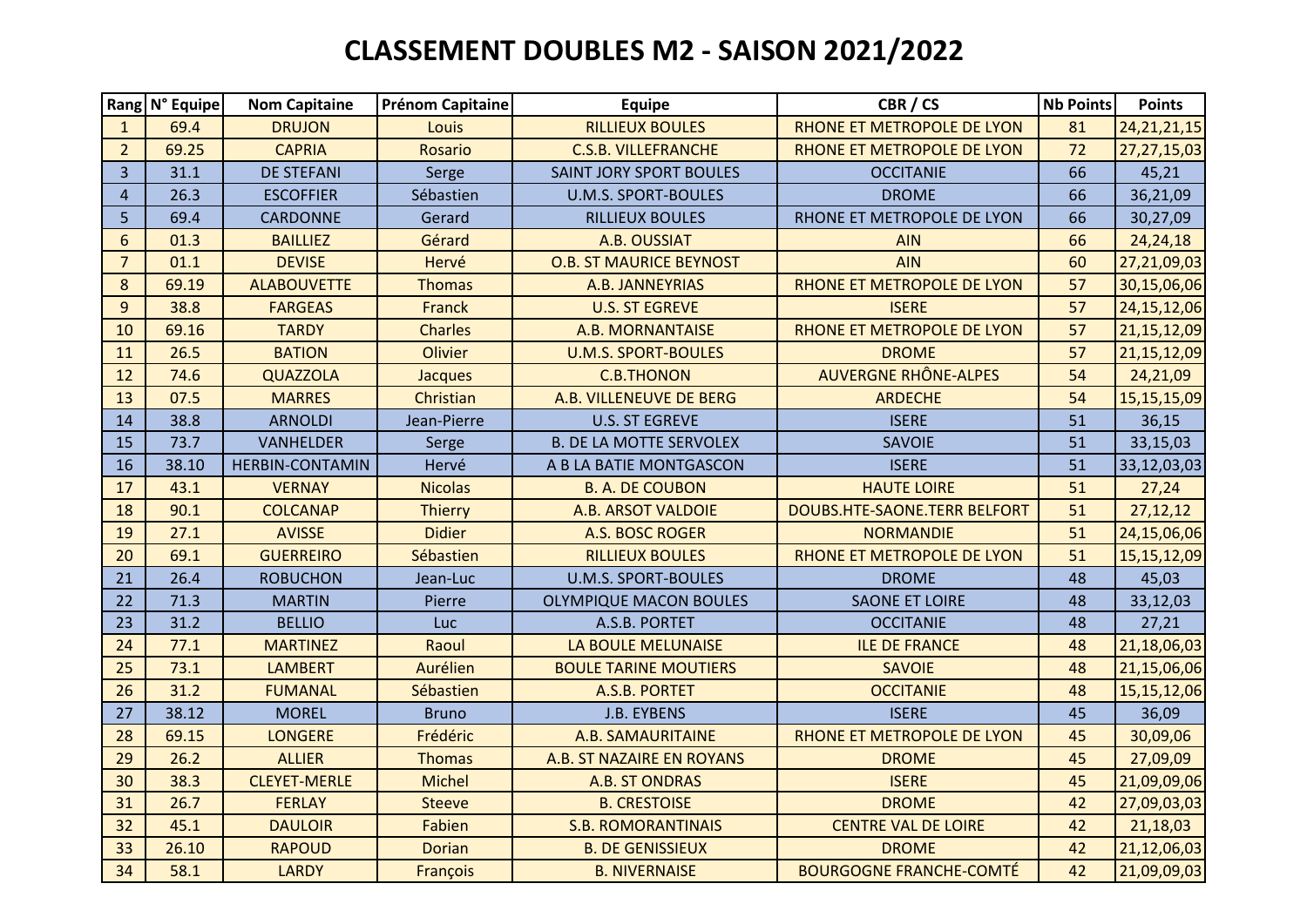# CLASSEMENT DOUBLES M2 - SAISON 2021/2022

| Rang | N° Equipe | Nom Capitaine | Prénom Capitaine | Equipe | CBR / CS | Nb Points | Points |
|---|---|---|---|---|---|---|---|
| 1 | 69.4 | DRUJON | Louis | RILLIEUX BOULES | RHONE ET METROPOLE DE LYON | 81 | 24,21,21,15 |
| 2 | 69.25 | CAPRIA | Rosario | C.S.B. VILLEFRANCHE | RHONE ET METROPOLE DE LYON | 72 | 27,27,15,03 |
| 3 | 31.1 | DE STEFANI | Serge | SAINT JORY SPORT BOULES | OCCITANIE | 66 | 45,21 |
| 4 | 26.3 | ESCOFFIER | Sébastien | U.M.S. SPORT-BOULES | DROME | 66 | 36,21,09 |
| 5 | 69.4 | CARDONNE | Gerard | RILLIEUX BOULES | RHONE ET METROPOLE DE LYON | 66 | 30,27,09 |
| 6 | 01.3 | BAILLIEZ | Gérard | A.B. OUSSIAT | AIN | 66 | 24,24,18 |
| 7 | 01.1 | DEVISE | Hervé | O.B. ST MAURICE BEYNOST | AIN | 60 | 27,21,09,03 |
| 8 | 69.19 | ALABOUVETTE | Thomas | A.B. JANNEYRIAS | RHONE ET METROPOLE DE LYON | 57 | 30,15,06,06 |
| 9 | 38.8 | FARGEAS | Franck | U.S. ST EGREVE | ISERE | 57 | 24,15,12,06 |
| 10 | 69.16 | TARDY | Charles | A.B. MORNANTAISE | RHONE ET METROPOLE DE LYON | 57 | 21,15,12,09 |
| 11 | 26.5 | BATION | Olivier | U.M.S. SPORT-BOULES | DROME | 57 | 21,15,12,09 |
| 12 | 74.6 | QUAZZOLA | Jacques | C.B.THONON | AUVERGNE RHÔNE-ALPES | 54 | 24,21,09 |
| 13 | 07.5 | MARRES | Christian | A.B. VILLENEUVE DE BERG | ARDECHE | 54 | 15,15,15,09 |
| 14 | 38.8 | ARNOLDI | Jean-Pierre | U.S. ST EGREVE | ISERE | 51 | 36,15 |
| 15 | 73.7 | VANHELDER | Serge | B. DE LA MOTTE SERVOLEX | SAVOIE | 51 | 33,15,03 |
| 16 | 38.10 | HERBIN-CONTAMIN | Hervé | A B LA BATIE MONTGASCON | ISERE | 51 | 33,12,03,03 |
| 17 | 43.1 | VERNAY | Nicolas | B. A. DE COUBON | HAUTE LOIRE | 51 | 27,24 |
| 18 | 90.1 | COLCANAP | Thierry | A.B. ARSOT VALDOIE | DOUBS.HTE-SAONE.TERR BELFORT | 51 | 27,12,12 |
| 19 | 27.1 | AVISSE | Didier | A.S. BOSC ROGER | NORMANDIE | 51 | 24,15,06,06 |
| 20 | 69.1 | GUERREIRO | Sébastien | RILLIEUX BOULES | RHONE ET METROPOLE DE LYON | 51 | 15,15,12,09 |
| 21 | 26.4 | ROBUCHON | Jean-Luc | U.M.S. SPORT-BOULES | DROME | 48 | 45,03 |
| 22 | 71.3 | MARTIN | Pierre | OLYMPIQUE MACON BOULES | SAONE ET LOIRE | 48 | 33,12,03 |
| 23 | 31.2 | BELLIO | Luc | A.S.B. PORTET | OCCITANIE | 48 | 27,21 |
| 24 | 77.1 | MARTINEZ | Raoul | LA BOULE MELUNAISE | ILE DE FRANCE | 48 | 21,18,06,03 |
| 25 | 73.1 | LAMBERT | Aurélien | BOULE TARINE MOUTIERS | SAVOIE | 48 | 21,15,06,06 |
| 26 | 31.2 | FUMANAL | Sébastien | A.S.B. PORTET | OCCITANIE | 48 | 15,15,12,06 |
| 27 | 38.12 | MOREL | Bruno | J.B. EYBENS | ISERE | 45 | 36,09 |
| 28 | 69.15 | LONGERE | Frédéric | A.B. SAMAURITAINE | RHONE ET METROPOLE DE LYON | 45 | 30,09,06 |
| 29 | 26.2 | ALLIER | Thomas | A.B. ST NAZAIRE EN ROYANS | DROME | 45 | 27,09,09 |
| 30 | 38.3 | CLEYET-MERLE | Michel | A.B. ST ONDRAS | ISERE | 45 | 21,09,09,06 |
| 31 | 26.7 | FERLAY | Steeve | B. CRESTOISE | DROME | 42 | 27,09,03,03 |
| 32 | 45.1 | DAULOIR | Fabien | S.B. ROMORANTINAIS | CENTRE VAL DE LOIRE | 42 | 21,18,03 |
| 33 | 26.10 | RAPOUD | Dorian | B. DE GENISSIEUX | DROME | 42 | 21,12,06,03 |
| 34 | 58.1 | LARDY | François | B. NIVERNAISE | BOURGOGNE FRANCHE-COMTÉ | 42 | 21,09,09,03 |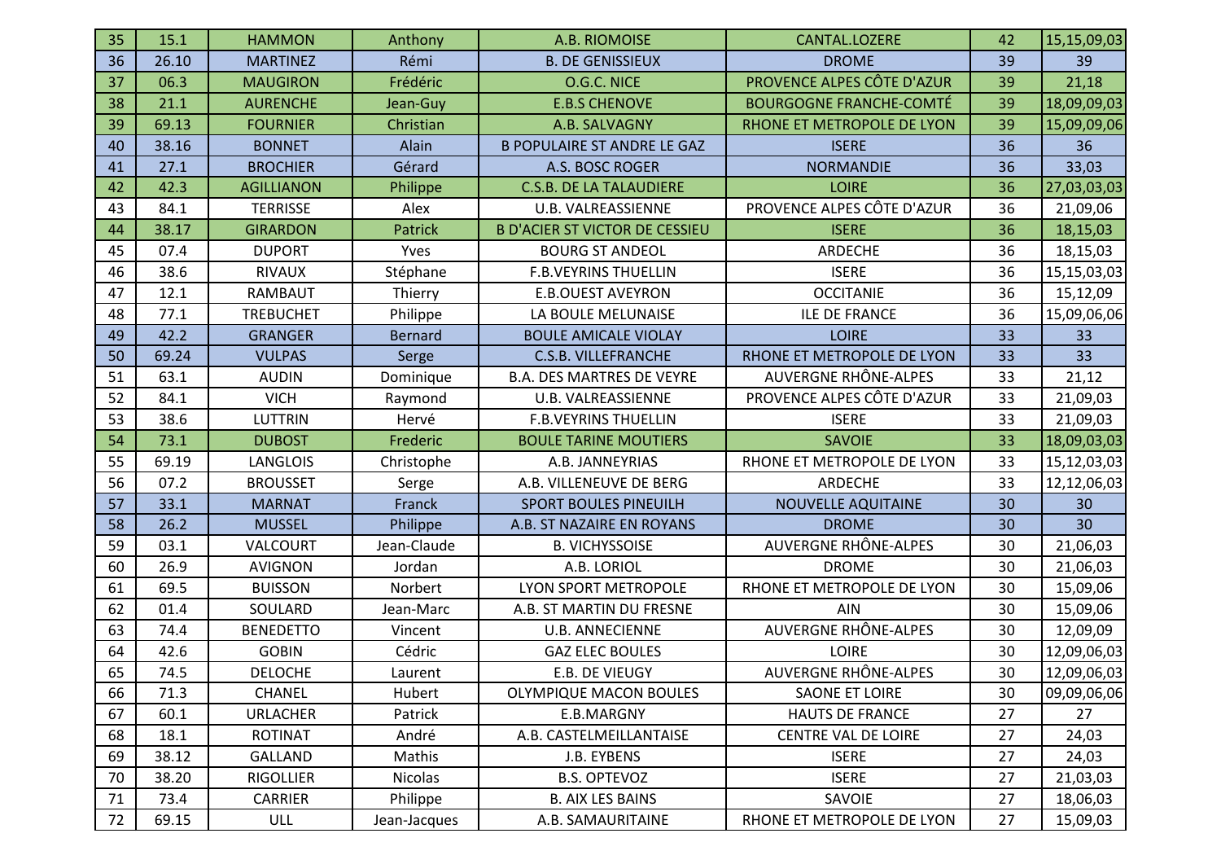| 35 | 15.1 | HAMMON | Anthony | A.B. RIOMOISE | CANTAL.LOZERE | 42 | 15,15,09,03 |
|---|---|---|---|---|---|---|---|
| 36 | 26.10 | MARTINEZ | Rémi | B. DE GENISSIEUX | DROME | 39 | 39 |
| 37 | 06.3 | MAUGIRON | Frédéric | O.G.C. NICE | PROVENCE ALPES CÔTE D'AZUR | 39 | 21,18 |
| 38 | 21.1 | AURENCHE | Jean-Guy | E.B.S CHENOVE | BOURGOGNE FRANCHE-COMTÉ | 39 | 18,09,09,03 |
| 39 | 69.13 | FOURNIER | Christian | A.B. SALVAGNY | RHONE ET METROPOLE DE LYON | 39 | 15,09,09,06 |
| 40 | 38.16 | BONNET | Alain | B POPULAIRE ST ANDRE LE GAZ | ISERE | 36 | 36 |
| 41 | 27.1 | BROCHIER | Gérard | A.S. BOSC ROGER | NORMANDIE | 36 | 33,03 |
| 42 | 42.3 | AGILLIANON | Philippe | C.S.B. DE LA TALAUDIERE | LOIRE | 36 | 27,03,03,03 |
| 43 | 84.1 | TERRISSE | Alex | U.B. VALREASSIENNE | PROVENCE ALPES CÔTE D'AZUR | 36 | 21,09,06 |
| 44 | 38.17 | GIRARDON | Patrick | B D'ACIER ST VICTOR DE CESSIEU | ISERE | 36 | 18,15,03 |
| 45 | 07.4 | DUPORT | Yves | BOURG ST ANDEOL | ARDECHE | 36 | 18,15,03 |
| 46 | 38.6 | RIVAUX | Stéphane | F.B.VEYRINS THUELLIN | ISERE | 36 | 15,15,03,03 |
| 47 | 12.1 | RAMBAUT | Thierry | E.B.OUEST AVEYRON | OCCITANIE | 36 | 15,12,09 |
| 48 | 77.1 | TREBUCHET | Philippe | LA BOULE MELUNAISE | ILE DE FRANCE | 36 | 15,09,06,06 |
| 49 | 42.2 | GRANGER | Bernard | BOULE AMICALE VIOLAY | LOIRE | 33 | 33 |
| 50 | 69.24 | VULPAS | Serge | C.S.B. VILLEFRANCHE | RHONE ET METROPOLE DE LYON | 33 | 33 |
| 51 | 63.1 | AUDIN | Dominique | B.A. DES MARTRES DE VEYRE | AUVERGNE RHÔNE-ALPES | 33 | 21,12 |
| 52 | 84.1 | VICH | Raymond | U.B. VALREASSIENNE | PROVENCE ALPES CÔTE D'AZUR | 33 | 21,09,03 |
| 53 | 38.6 | LUTTRIN | Hervé | F.B.VEYRINS THUELLIN | ISERE | 33 | 21,09,03 |
| 54 | 73.1 | DUBOST | Frederic | BOULE TARINE MOUTIERS | SAVOIE | 33 | 18,09,03,03 |
| 55 | 69.19 | LANGLOIS | Christophe | A.B. JANNEYRIAS | RHONE ET METROPOLE DE LYON | 33 | 15,12,03,03 |
| 56 | 07.2 | BROUSSET | Serge | A.B. VILLENEUVE DE BERG | ARDECHE | 33 | 12,12,06,03 |
| 57 | 33.1 | MARNAT | Franck | SPORT BOULES PINEUILH | NOUVELLE AQUITAINE | 30 | 30 |
| 58 | 26.2 | MUSSEL | Philippe | A.B. ST NAZAIRE EN ROYANS | DROME | 30 | 30 |
| 59 | 03.1 | VALCOURT | Jean-Claude | B. VICHYSSOISE | AUVERGNE RHÔNE-ALPES | 30 | 21,06,03 |
| 60 | 26.9 | AVIGNON | Jordan | A.B. LORIOL | DROME | 30 | 21,06,03 |
| 61 | 69.5 | BUISSON | Norbert | LYON SPORT METROPOLE | RHONE ET METROPOLE DE LYON | 30 | 15,09,06 |
| 62 | 01.4 | SOULARD | Jean-Marc | A.B. ST MARTIN DU FRESNE | AIN | 30 | 15,09,06 |
| 63 | 74.4 | BENEDETTO | Vincent | U.B. ANNECIENNE | AUVERGNE RHÔNE-ALPES | 30 | 12,09,09 |
| 64 | 42.6 | GOBIN | Cédric | GAZ ELEC BOULES | LOIRE | 30 | 12,09,06,03 |
| 65 | 74.5 | DELOCHE | Laurent | E.B. DE VIEUGY | AUVERGNE RHÔNE-ALPES | 30 | 12,09,06,03 |
| 66 | 71.3 | CHANEL | Hubert | OLYMPIQUE MACON BOULES | SAONE ET LOIRE | 30 | 09,09,06,06 |
| 67 | 60.1 | URLACHER | Patrick | E.B.MARGNY | HAUTS DE FRANCE | 27 | 27 |
| 68 | 18.1 | ROTINAT | André | A.B. CASTELMEILLANTAISE | CENTRE VAL DE LOIRE | 27 | 24,03 |
| 69 | 38.12 | GALLAND | Mathis | J.B. EYBENS | ISERE | 27 | 24,03 |
| 70 | 38.20 | RIGOLLIER | Nicolas | B.S. OPTEVOZ | ISERE | 27 | 21,03,03 |
| 71 | 73.4 | CARRIER | Philippe | B. AIX LES BAINS | SAVOIE | 27 | 18,06,03 |
| 72 | 69.15 | ULL | Jean-Jacques | A.B. SAMAURITAINE | RHONE ET METROPOLE DE LYON | 27 | 15,09,03 |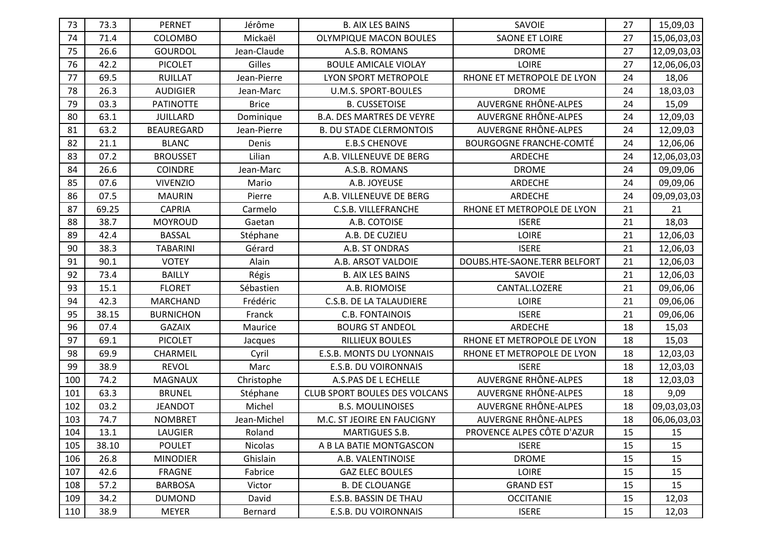| 73 | 73.3 | PERNET | Jérôme | B. AIX LES BAINS | SAVOIE | 27 | 15,09,03 |
|---|---|---|---|---|---|---|---|
| 74 | 71.4 | COLOMBO | Mickaël | OLYMPIQUE MACON BOULES | SAONE ET LOIRE | 27 | 15,06,03,03 |
| 75 | 26.6 | GOURDOL | Jean-Claude | A.S.B. ROMANS | DROME | 27 | 12,09,03,03 |
| 76 | 42.2 | PICOLET | Gilles | BOULE AMICALE VIOLAY | LOIRE | 27 | 12,06,06,03 |
| 77 | 69.5 | RUILLAT | Jean-Pierre | LYON SPORT METROPOLE | RHONE ET METROPOLE DE LYON | 24 | 18,06 |
| 78 | 26.3 | AUDIGIER | Jean-Marc | U.M.S. SPORT-BOULES | DROME | 24 | 18,03,03 |
| 79 | 03.3 | PATINOTTE | Brice | B. CUSSETOISE | AUVERGNE RHÔNE-ALPES | 24 | 15,09 |
| 80 | 63.1 | JUILLARD | Dominique | B.A. DES MARTRES DE VEYRE | AUVERGNE RHÔNE-ALPES | 24 | 12,09,03 |
| 81 | 63.2 | BEAUREGARD | Jean-Pierre | B. DU STADE CLERMONTOIS | AUVERGNE RHÔNE-ALPES | 24 | 12,09,03 |
| 82 | 21.1 | BLANC | Denis | E.B.S CHENOVE | BOURGOGNE FRANCHE-COMTÉ | 24 | 12,06,06 |
| 83 | 07.2 | BROUSSET | Lilian | A.B. VILLENEUVE DE BERG | ARDECHE | 24 | 12,06,03,03 |
| 84 | 26.6 | COINDRE | Jean-Marc | A.S.B. ROMANS | DROME | 24 | 09,09,06 |
| 85 | 07.6 | VIVENZIO | Mario | A.B. JOYEUSE | ARDECHE | 24 | 09,09,06 |
| 86 | 07.5 | MAURIN | Pierre | A.B. VILLENEUVE DE BERG | ARDECHE | 24 | 09,09,03,03 |
| 87 | 69.25 | CAPRIA | Carmelo | C.S.B. VILLEFRANCHE | RHONE ET METROPOLE DE LYON | 21 | 21 |
| 88 | 38.7 | MOYROUD | Gaetan | A.B. COTOISE | ISERE | 21 | 18,03 |
| 89 | 42.4 | BASSAL | Stéphane | A.B. DE CUZIEU | LOIRE | 21 | 12,06,03 |
| 90 | 38.3 | TABARINI | Gérard | A.B. ST ONDRAS | ISERE | 21 | 12,06,03 |
| 91 | 90.1 | VOTEY | Alain | A.B. ARSOT VALDOIE | DOUBS.HTE-SAONE.TERR BELFORT | 21 | 12,06,03 |
| 92 | 73.4 | BAILLY | Régis | B. AIX LES BAINS | SAVOIE | 21 | 12,06,03 |
| 93 | 15.1 | FLORET | Sébastien | A.B. RIOMOISE | CANTAL.LOZERE | 21 | 09,06,06 |
| 94 | 42.3 | MARCHAND | Frédéric | C.S.B. DE LA TALAUDIERE | LOIRE | 21 | 09,06,06 |
| 95 | 38.15 | BURNICHON | Franck | C.B. FONTAINOIS | ISERE | 21 | 09,06,06 |
| 96 | 07.4 | GAZAIX | Maurice | BOURG ST ANDEOL | ARDECHE | 18 | 15,03 |
| 97 | 69.1 | PICOLET | Jacques | RILLIEUX BOULES | RHONE ET METROPOLE DE LYON | 18 | 15,03 |
| 98 | 69.9 | CHARMEIL | Cyril | E.S.B. MONTS DU LYONNAIS | RHONE ET METROPOLE DE LYON | 18 | 12,03,03 |
| 99 | 38.9 | REVOL | Marc | E.S.B. DU VOIRONNAIS | ISERE | 18 | 12,03,03 |
| 100 | 74.2 | MAGNAUX | Christophe | A.S.PAS DE L ECHELLE | AUVERGNE RHÔNE-ALPES | 18 | 12,03,03 |
| 101 | 63.3 | BRUNEL | Stéphane | CLUB SPORT BOULES DES VOLCANS | AUVERGNE RHÔNE-ALPES | 18 | 9,09 |
| 102 | 03.2 | JEANDOT | Michel | B.S. MOULINOISES | AUVERGNE RHÔNE-ALPES | 18 | 09,03,03,03 |
| 103 | 74.7 | NOMBRET | Jean-Michel | M.C. ST JEOIRE EN FAUCIGNY | AUVERGNE RHÔNE-ALPES | 18 | 06,06,03,03 |
| 104 | 13.1 | LAUGIER | Roland | MARTIGUES S.B. | PROVENCE ALPES CÔTE D'AZUR | 15 | 15 |
| 105 | 38.10 | POULET | Nicolas | A B LA BATIE MONTGASCON | ISERE | 15 | 15 |
| 106 | 26.8 | MINODIER | Ghislain | A.B. VALENTINOISE | DROME | 15 | 15 |
| 107 | 42.6 | FRAGNE | Fabrice | GAZ ELEC BOULES | LOIRE | 15 | 15 |
| 108 | 57.2 | BARBOSA | Victor | B. DE CLOUANGE | GRAND EST | 15 | 15 |
| 109 | 34.2 | DUMOND | David | E.S.B. BASSIN DE THAU | OCCITANIE | 15 | 12,03 |
| 110 | 38.9 | MEYER | Bernard | E.S.B. DU VOIRONNAIS | ISERE | 15 | 12,03 |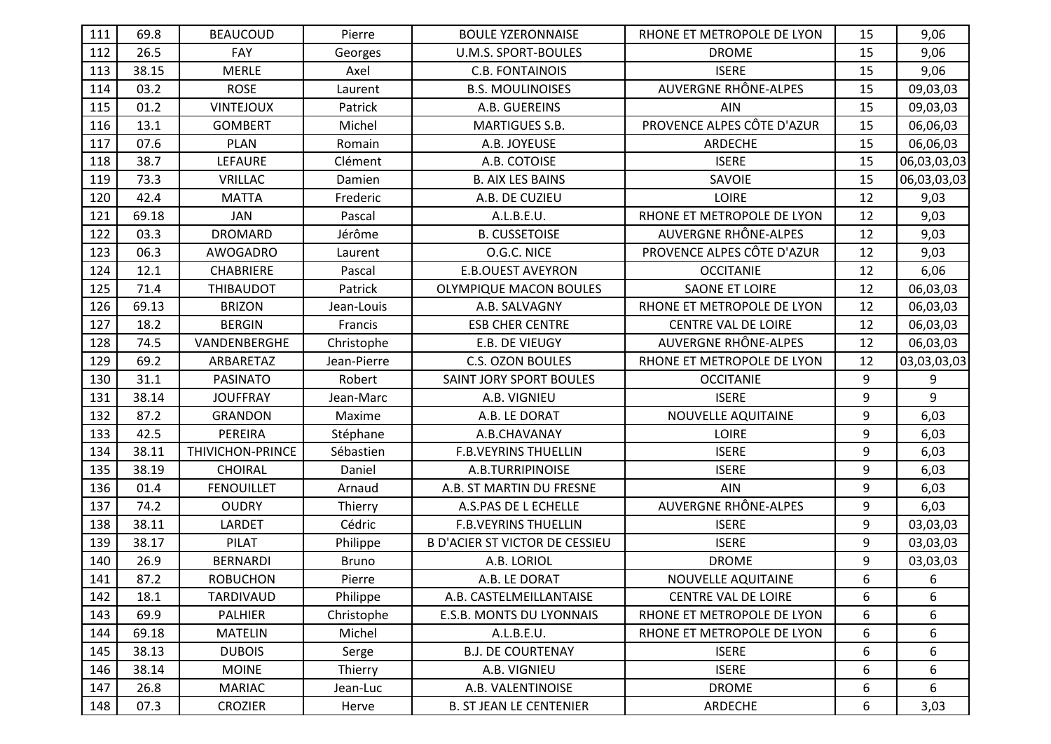| 111 | 69.8 | BEAUCOUD | Pierre | BOULE YZERONNAISE | RHONE ET METROPOLE DE LYON | 15 | 9,06 |
|---|---|---|---|---|---|---|---|
| 112 | 26.5 | FAY | Georges | U.M.S. SPORT-BOULES | DROME | 15 | 9,06 |
| 113 | 38.15 | MERLE | Axel | C.B. FONTAINOIS | ISERE | 15 | 9,06 |
| 114 | 03.2 | ROSE | Laurent | B.S. MOULINOISES | AUVERGNE RHÔNE-ALPES | 15 | 09,03,03 |
| 115 | 01.2 | VINTEJOUX | Patrick | A.B. GUEREINS | AIN | 15 | 09,03,03 |
| 116 | 13.1 | GOMBERT | Michel | MARTIGUES S.B. | PROVENCE ALPES CÔTE D'AZUR | 15 | 06,06,03 |
| 117 | 07.6 | PLAN | Romain | A.B. JOYEUSE | ARDECHE | 15 | 06,06,03 |
| 118 | 38.7 | LEFAURE | Clément | A.B. COTOISE | ISERE | 15 | 06,03,03,03 |
| 119 | 73.3 | VRILLAC | Damien | B. AIX LES BAINS | SAVOIE | 15 | 06,03,03,03 |
| 120 | 42.4 | MATTA | Frederic | A.B. DE CUZIEU | LOIRE | 12 | 9,03 |
| 121 | 69.18 | JAN | Pascal | A.L.B.E.U. | RHONE ET METROPOLE DE LYON | 12 | 9,03 |
| 122 | 03.3 | DROMARD | Jérôme | B. CUSSETOISE | AUVERGNE RHÔNE-ALPES | 12 | 9,03 |
| 123 | 06.3 | AWOGADRO | Laurent | O.G.C. NICE | PROVENCE ALPES CÔTE D'AZUR | 12 | 9,03 |
| 124 | 12.1 | CHABRIERE | Pascal | E.B.OUEST AVEYRON | OCCITANIE | 12 | 6,06 |
| 125 | 71.4 | THIBAUDOT | Patrick | OLYMPIQUE MACON BOULES | SAONE ET LOIRE | 12 | 06,03,03 |
| 126 | 69.13 | BRIZON | Jean-Louis | A.B. SALVAGNY | RHONE ET METROPOLE DE LYON | 12 | 06,03,03 |
| 127 | 18.2 | BERGIN | Francis | ESB CHER CENTRE | CENTRE VAL DE LOIRE | 12 | 06,03,03 |
| 128 | 74.5 | VANDENBERGHE | Christophe | E.B. DE VIEUGY | AUVERGNE RHÔNE-ALPES | 12 | 06,03,03 |
| 129 | 69.2 | ARBARETAZ | Jean-Pierre | C.S. OZON BOULES | RHONE ET METROPOLE DE LYON | 12 | 03,03,03,03 |
| 130 | 31.1 | PASINATO | Robert | SAINT JORY SPORT BOULES | OCCITANIE | 9 | 9 |
| 131 | 38.14 | JOUFFRAY | Jean-Marc | A.B. VIGNIEU | ISERE | 9 | 9 |
| 132 | 87.2 | GRANDON | Maxime | A.B. LE DORAT | NOUVELLE AQUITAINE | 9 | 6,03 |
| 133 | 42.5 | PEREIRA | Stéphane | A.B.CHAVANAY | LOIRE | 9 | 6,03 |
| 134 | 38.11 | THIVICHON-PRINCE | Sébastien | F.B.VEYRINS THUELLIN | ISERE | 9 | 6,03 |
| 135 | 38.19 | CHOIRAL | Daniel | A.B.TURRIPINOISE | ISERE | 9 | 6,03 |
| 136 | 01.4 | FENOUILLET | Arnaud | A.B. ST MARTIN DU FRESNE | AIN | 9 | 6,03 |
| 137 | 74.2 | OUDRY | Thierry | A.S.PAS DE L ECHELLE | AUVERGNE RHÔNE-ALPES | 9 | 6,03 |
| 138 | 38.11 | LARDET | Cédric | F.B.VEYRINS THUELLIN | ISERE | 9 | 03,03,03 |
| 139 | 38.17 | PILAT | Philippe | B D'ACIER ST VICTOR DE CESSIEU | ISERE | 9 | 03,03,03 |
| 140 | 26.9 | BERNARDI | Bruno | A.B. LORIOL | DROME | 9 | 03,03,03 |
| 141 | 87.2 | ROBUCHON | Pierre | A.B. LE DORAT | NOUVELLE AQUITAINE | 6 | 6 |
| 142 | 18.1 | TARDIVAUD | Philippe | A.B. CASTELMEILLANTAISE | CENTRE VAL DE LOIRE | 6 | 6 |
| 143 | 69.9 | PALHIER | Christophe | E.S.B. MONTS DU LYONNAIS | RHONE ET METROPOLE DE LYON | 6 | 6 |
| 144 | 69.18 | MATELIN | Michel | A.L.B.E.U. | RHONE ET METROPOLE DE LYON | 6 | 6 |
| 145 | 38.13 | DUBOIS | Serge | B.J. DE COURTENAY | ISERE | 6 | 6 |
| 146 | 38.14 | MOINE | Thierry | A.B. VIGNIEU | ISERE | 6 | 6 |
| 147 | 26.8 | MARIAC | Jean-Luc | A.B. VALENTINOISE | DROME | 6 | 6 |
| 148 | 07.3 | CROZIER | Herve | B. ST JEAN LE CENTENIER | ARDECHE | 6 | 3,03 |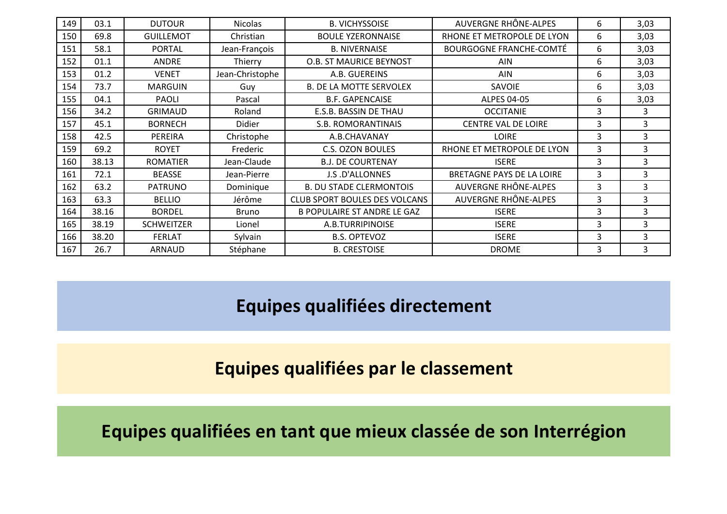| | | | | | | | |
|---|---|---|---|---|---|---|---|
| 149 | 03.1 | DUTOUR | Nicolas | B. VICHYSSOISE | AUVERGNE RHÔNE-ALPES | 6 | 3,03 |
| 150 | 69.8 | GUILLEMOT | Christian | BOULE YZERONNAISE | RHONE ET METROPOLE DE LYON | 6 | 3,03 |
| 151 | 58.1 | PORTAL | Jean-François | B. NIVERNAISE | BOURGOGNE FRANCHE-COMTÉ | 6 | 3,03 |
| 152 | 01.1 | ANDRE | Thierry | O.B. ST MAURICE BEYNOST | AIN | 6 | 3,03 |
| 153 | 01.2 | VENET | Jean-Christophe | A.B. GUEREINS | AIN | 6 | 3,03 |
| 154 | 73.7 | MARGUIN | Guy | B. DE LA MOTTE SERVOLEX | SAVOIE | 6 | 3,03 |
| 155 | 04.1 | PAOLI | Pascal | B.F. GAPENCAISE | ALPES 04-05 | 6 | 3,03 |
| 156 | 34.2 | GRIMAUD | Roland | E.S.B. BASSIN DE THAU | OCCITANIE | 3 | 3 |
| 157 | 45.1 | BORNECH | Didier | S.B. ROMORANTINAIS | CENTRE VAL DE LOIRE | 3 | 3 |
| 158 | 42.5 | PEREIRA | Christophe | A.B.CHAVANAY | LOIRE | 3 | 3 |
| 159 | 69.2 | ROYET | Frederic | C.S. OZON BOULES | RHONE ET METROPOLE DE LYON | 3 | 3 |
| 160 | 38.13 | ROMATIER | Jean-Claude | B.J. DE COURTENAY | ISERE | 3 | 3 |
| 161 | 72.1 | BEASSE | Jean-Pierre | J.S .D'ALLONNES | BRETAGNE PAYS DE LA LOIRE | 3 | 3 |
| 162 | 63.2 | PATRUNO | Dominique | B. DU STADE CLERMONTOIS | AUVERGNE RHÔNE-ALPES | 3 | 3 |
| 163 | 63.3 | BELLIO | Jérôme | CLUB SPORT BOULES DES VOLCANS | AUVERGNE RHÔNE-ALPES | 3 | 3 |
| 164 | 38.16 | BORDEL | Bruno | B POPULAIRE ST ANDRE LE GAZ | ISERE | 3 | 3 |
| 165 | 38.19 | SCHWEITZER | Lionel | A.B.TURRIPINOISE | ISERE | 3 | 3 |
| 166 | 38.20 | FERLAT | Sylvain | B.S. OPTEVOZ | ISERE | 3 | 3 |
| 167 | 26.7 | ARNAUD | Stéphane | B. CRESTOISE | DROME | 3 | 3 |

**Equipes qualifiées directement**

**Equipes qualifiées par le classement**

**Equipes qualifiées en tant que mieux classée de son Interrégion**